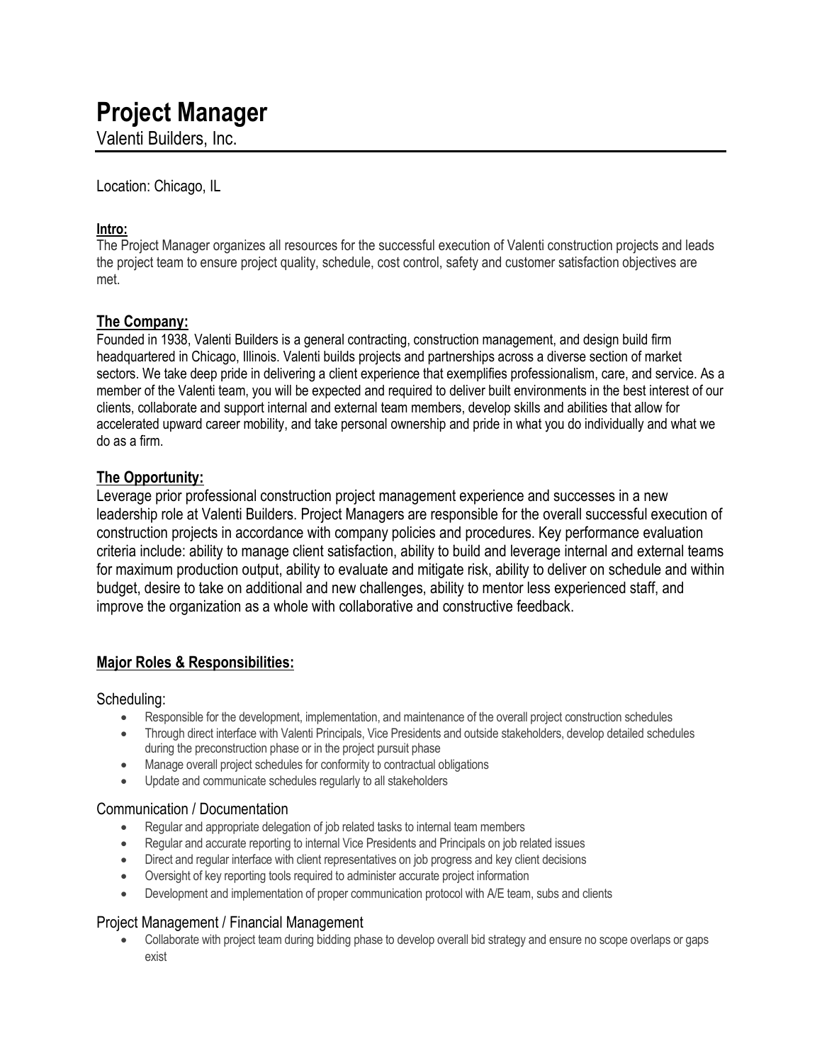# Project Manager

Valenti Builders, Inc.

Location: Chicago, IL

**Intro:**

The Project Manager organizes all resources for the successful execution of Valenti construction projects and leads the project team to ensure project quality, schedule, cost control, safety and customer satisfaction objectives are met.

## The Company:

Founded in 1938, Valenti Builders is a general contracting, construction management, and design build firm headquartered in Chicago, Illinois. Valenti builds projects and partnerships across a diverse section of market sectors. We take deep pride in delivering a client experience that exemplifies professionalism, care, and service. As a member of the Valenti team, you will be expected and required to deliver built environments in the best interest of our clients, collaborate and support internal and external team members, develop skills and abilities that allow for accelerated upward career mobility, and take personal ownership and pride in what you do individually and what we do as a firm.

## The Opportunity:

Leverage prior professional construction project management experience and successes in a new leadership role at Valenti Builders. Project Managers are responsible for the overall successful execution of construction projects in accordance with company policies and procedures. Key performance evaluation criteria include: ability to manage client satisfaction, ability to build and leverage internal and external teams for maximum production output, ability to evaluate and mitigate risk, ability to deliver on schedule and within budget, desire to take on additional and new challenges, ability to mentor less experienced staff, and improve the organization as a whole with collaborative and constructive feedback.

## Major Roles & Responsibilities:

### Scheduling:

- Responsible for the development, implementation, and maintenance of the overall project construction schedules
- Through direct interface with Valenti Principals, Vice Presidents and outside stakeholders, develop detailed schedules during the preconstruction phase or in the project pursuit phase
- Manage overall project schedules for conformity to contractual obligations
- Update and communicate schedules regularly to all stakeholders

### Communication / Documentation

- Regular and appropriate delegation of job related tasks to internal team members
- Regular and accurate reporting to internal Vice Presidents and Principals on job related issues
- Direct and regular interface with client representatives on job progress and key client decisions
- Oversight of key reporting tools required to administer accurate project information
- Development and implementation of proper communication protocol with A/E team, subs and clients

### Project Management / Financial Management

- Collaborate with project team during bidding phase to develop overall bid strategy and ensure no scope overlaps or gaps exist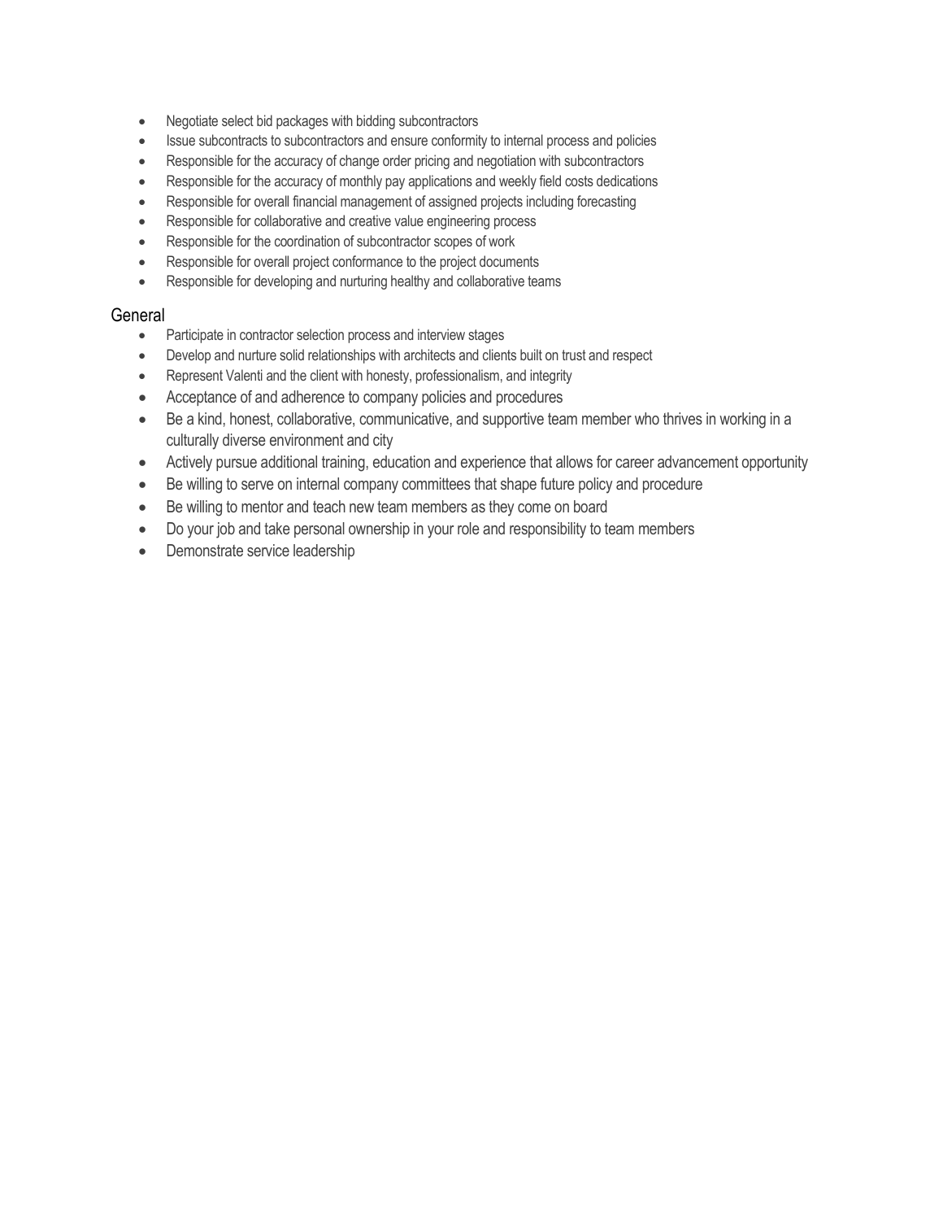- Negotiate select bid packages with bidding subcontractors
- Issue subcontracts to subcontractors and ensure conformity to internal process and policies
- Responsible for the accuracy of change order pricing and negotiation with subcontractors
- Responsible for the accuracy of monthly pay applications and weekly field costs dedications
- Responsible for overall financial management of assigned projects including forecasting
- Responsible for collaborative and creative value engineering process
- Responsible for the coordination of subcontractor scopes of work
- Responsible for overall project conformance to the project documents
- Responsible for developing and nurturing healthy and collaborative teams

## General

- Participate in contractor selection process and interview stages
- Develop and nurture solid relationships with architects and clients built on trust and respect
- Represent Valenti and the client with honesty, professionalism, and integrity
- Acceptance of and adherence to company policies and procedures
- Be a kind, honest, collaborative, communicative, and supportive team member who thrives in working in a culturally diverse environment and city
- Actively pursue additional training, education and experience that allows for career advancement opportunity
- Be willing to serve on internal company committees that shape future policy and procedure
- Be willing to mentor and teach new team members as they come on board
- Do your job and take personal ownership in your role and responsibility to team members
- Demonstrate service leadership